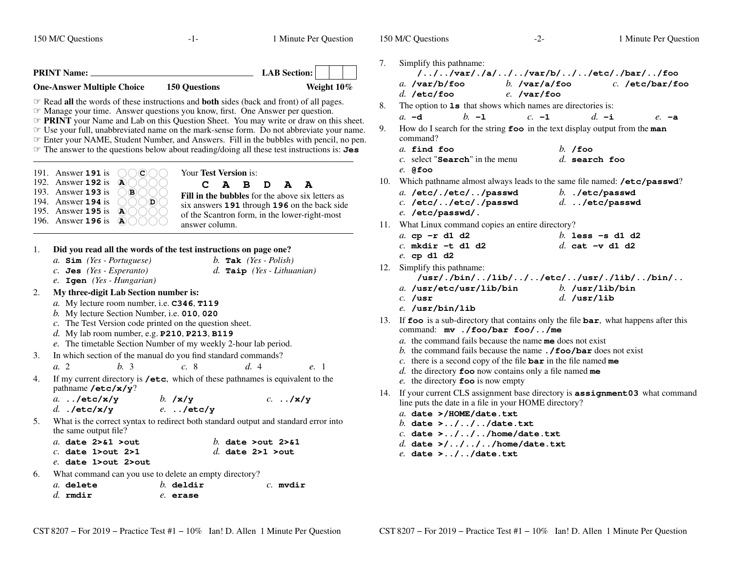**PRINT Name:** ______________________________ **LAB Section:** [ | | ]

**One-Answer Multiple Choice** **150 Questions** **Weight 10%**

- ☞ Read **all** the words of these instructions and **both** sides (back and front) of all pages.
- ☞ Manage your time. Answer questions you know, first. One Answer per question.
- ☞ **PRINT** your Name and Lab on this Question Sheet. You may write or draw on this sheet.
- ☞ Use your full, unabbreviated name on the mark-sense form. Do not abbreviate your name.
- ☞ Enter your NAME, Student Number, and Answers. Fill in the bubbles with pencil, no pen.
- ☞ The answer to the questions below about reading/doing all these test instructions is: **Jes**

---

191. Answer **191** is C
192. Answer **192** is A
193. Answer **193** is B
194. Answer **194** is D
195. Answer **195** is A
196. Answer **196** is A

Your **Test Version** is:

**C A B D A A**

**Fill in the bubbles** for the above six letters as six answers **191** through **196** on the back side of the Scantron form, in the lower-right-most answer column.

---

1. **Did you read all the words of the test instructions on page one?**
   *a.* **Sim** *(Yes - Portuguese)*
   *b.* **Tak** *(Yes - Polish)*
   *c.* **Jes** *(Yes - Esperanto)*
   *d.* **Taip** *(Yes - Lithuanian)*
   *e.* **Igen** *(Yes - Hungarian)*

2. **My three-digit Lab Section number is:**
   *a.* My lecture room number, i.e. **C346**, **T119**
   *b.* My lecture Section Number, i.e. **010**, **020**
   *c.* The Test Version code printed on the question sheet.
   *d.* My lab room number, e.g. **P210**, **P213**, **B119**
   *e.* The timetable Section Number of my weekly 2-hour lab period.

3. In which section of the manual do you find standard commands?
   *a.* 2 *b.* 3 *c.* 8 *d.* 4 *e.* 1

4. If my current directory is **/etc**, which of these pathnames is equivalent to the pathname **/etc/x/y**?
   *a.* **../etc/x/y**
   *b.* **/x/y**
   *c.* **../x/y**
   *d.* **./etc/x/y**
   *e.* **../etc/y**

5. What is the correct syntax to redirect both standard output and standard error into the same output file?
   *a.* **date 2>&1 >out**
   *b.* **date >out 2>&1**
   *c.* **date 1>out 2>1**
   *d.* **date 2>1 >out**
   *e.* **date 1>out 2>out**

6. What command can you use to delete an empty directory?
   *a.* **delete**
   *b.* **deldir**
   *c.* **mvdir**
   *d.* **rmdir**
   *e.* **erase**

7. Simplify this pathname:
   **/../../var/./a/../../var/b/../../etc/./bar/../foo**
   *a.* **/var/b/foo**
   *b.* **/var/a/foo**
   *c.* **/etc/bar/foo**
   *d.* **/etc/foo**
   *e.* **/var/foo**

8. The option to **ls** that shows which names are directories is:
   *a.* **-d** *b.* **-l** *c.* **-1** *d.* **-i** *e.* **-a**

9. How do I search for the string **foo** in the text display output from the **man** command?
   *a.* **find foo**
   *b.* **/foo**
   *c.* select "**Search**" in the menu
   *d.* **search foo**
   *e.* **@foo**

10. Which pathname almost always leads to the same file named: **/etc/passwd**?
    *a.* **/etc/./etc/../passwd**
    *b.* **./etc/passwd**
    *c.* **/etc/../etc/./passwd**
    *d.* **../etc/passwd**
    *e.* **/etc/passwd/.**

11. What Linux command copies an entire directory?
    *a.* **cp -r d1 d2**
    *b.* **less -s d1 d2**
    *c.* **mkdir -t d1 d2**
    *d.* **cat -v d1 d2**
    *e.* **cp d1 d2**

12. Simplify this pathname:
    **/usr/./bin/../lib/../../etc/../usr/./lib/../bin/..**
    *a.* **/usr/etc/usr/lib/bin**
    *b.* **/usr/lib/bin**
    *c.* **/usr**
    *d.* **/usr/lib**
    *e.* **/usr/bin/lib**

13. If **foo** is a sub-directory that contains only the file **bar**, what happens after this command: **mv ./foo/bar foo/../me**
    *a.* the command fails because the name **me** does not exist
    *b.* the command fails because the name **./foo/bar** does not exist
    *c.* there is a second copy of the file **bar** in the file named **me**
    *d.* the directory **foo** now contains only a file named **me**
    *e.* the directory **foo** is now empty

14. If your current CLS assignment base directory is **assignment03** what command line puts the date in a file in your HOME directory?
    *a.* **date >/HOME/date.txt**
    *b.* **date >../../../date.txt**
    *c.* **date >../../../home/date.txt**
    *d.* **date >/../../../home/date.txt**
    *e.* **date >../../date.txt**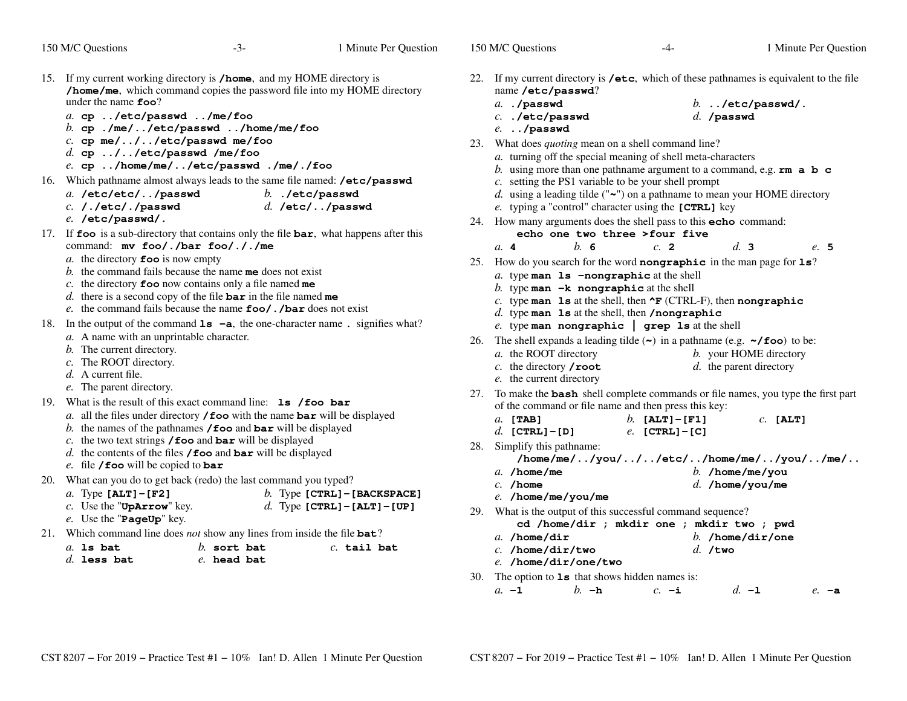15. If my current working directory is **/home**, and my HOME directory is **/home/me**, which command copies the password file into my HOME directory under the name **foo**?
    - *a.* **cp ../etc/passwd ../me/foo**
    - *b.* **cp ./me/../etc/passwd ../home/me/foo**
    - *c.* **cp me/../../etc/passwd me/foo**
    - *d.* **cp ../../etc/passwd /me/foo**
    - *e.* **cp ../home/me/../etc/passwd ./me/./foo**

16. Which pathname almost always leads to the same file named: **/etc/passwd**
    - *a.* **/etc/etc/../passwd**
    - *b.* **./etc/passwd**
    - *c.* **/./etc/./passwd**
    - *d.* **/etc/../passwd**
    - *e.* **/etc/passwd/.**

17. If **foo** is a sub-directory that contains only the file **bar**, what happens after this command: **mv foo/./bar foo/././me**
    - *a.* the directory **foo** is now empty
    - *b.* the command fails because the name **me** does not exist
    - *c.* the directory **foo** now contains only a file named **me**
    - *d.* there is a second copy of the file **bar** in the file named **me**
    - *e.* the command fails because the name **foo/./bar** does not exist

18. In the output of the command **ls -a**, the one-character name **.** signifies what?
    - *a.* A name with an unprintable character.
    - *b.* The current directory.
    - *c.* The ROOT directory.
    - *d.* A current file.
    - *e.* The parent directory.

19. What is the result of this exact command line: **ls /foo bar**
    - *a.* all the files under directory **/foo** with the name **bar** will be displayed
    - *b.* the names of the pathnames **/foo** and **bar** will be displayed
    - *c.* the two text strings **/foo** and **bar** will be displayed
    - *d.* the contents of the files **/foo** and **bar** will be displayed
    - *e.* file **/foo** will be copied to **bar**

20. What can you do to get back (redo) the last command you typed?
    - *a.* Type **[ALT]-[F2]**
    - *b.* Type **[CTRL]-[BACKSPACE]**
    - *c.* Use the "**UpArrow**" key.
    - *d.* Type **[CTRL]-[ALT]-[UP]**
    - *e.* Use the "**PageUp**" key.

21. Which command line does *not* show any lines from inside the file **bat**?
    - *a.* **ls bat**
    - *b.* **sort bat**
    - *c.* **tail bat**
    - *d.* **less bat**
    - *e.* **head bat**

22. If my current directory is **/etc**, which of these pathnames is equivalent to the file name **/etc/passwd**?
    - *a.* **./passwd**
    - *b.* **../etc/passwd/.**
    - *c.* **./etc/passwd**
    - *d.* **/passwd**
    - *e.* **../passwd**

23. What does *quoting* mean on a shell command line?
    - *a.* turning off the special meaning of shell meta-characters
    - *b.* using more than one pathname argument to a command, e.g. **rm a b c**
    - *c.* setting the PS1 variable to be your shell prompt
    - *d.* using a leading tilde ("**~**") on a pathname to mean your HOME directory
    - *e.* typing a "control" character using the **[CTRL]** key

24. How many arguments does the shell pass to this **echo** command:
    **echo one two three >four five**
    - *a.* **4**
    - *b.* **6**
    - *c.* **2**
    - *d.* **3**
    - *e.* **5**

25. How do you search for the word **nongraphic** in the man page for **ls**?
    - *a.* type **man ls -nongraphic** at the shell
    - *b.* type **man -k nongraphic** at the shell
    - *c.* type **man ls** at the shell, then **^F** (CTRL-F), then **nongraphic**
    - *d.* type **man ls** at the shell, then **/nongraphic**
    - *e.* type **man nongraphic | grep ls** at the shell

26. The shell expands a leading tilde (**~**) in a pathname (e.g. **~/foo**) to be:
    - *a.* the ROOT directory
    - *b.* your HOME directory
    - *c.* the directory **/root**
    - *d.* the parent directory
    - *e.* the current directory

27. To make the **bash** shell complete commands or file names, you type the first part of the command or file name and then press this key:
    - *a.* **[TAB]**
    - *b.* **[ALT]-[F1]**
    - *c.* **[ALT]**
    - *d.* **[CTRL]-[D]**
    - *e.* **[CTRL]-[C]**

28. Simplify this pathname:
    **/home/me/../you/../../etc/../home/me/../you/../me/..**
    - *a.* **/home/me**
    - *b.* **/home/me/you**
    - *c.* **/home**
    - *d.* **/home/you/me**
    - *e.* **/home/me/you/me**

29. What is the output of this successful command sequence?
    **cd /home/dir ; mkdir one ; mkdir two ; pwd**
    - *a.* **/home/dir**
    - *b.* **/home/dir/one**
    - *c.* **/home/dir/two**
    - *d.* **/two**
    - *e.* **/home/dir/one/two**

30. The option to **ls** that shows hidden names is:
    - *a.* **-1**
    - *b.* **-h**
    - *c.* **-i**
    - *d.* **-l**
    - *e.* **-a**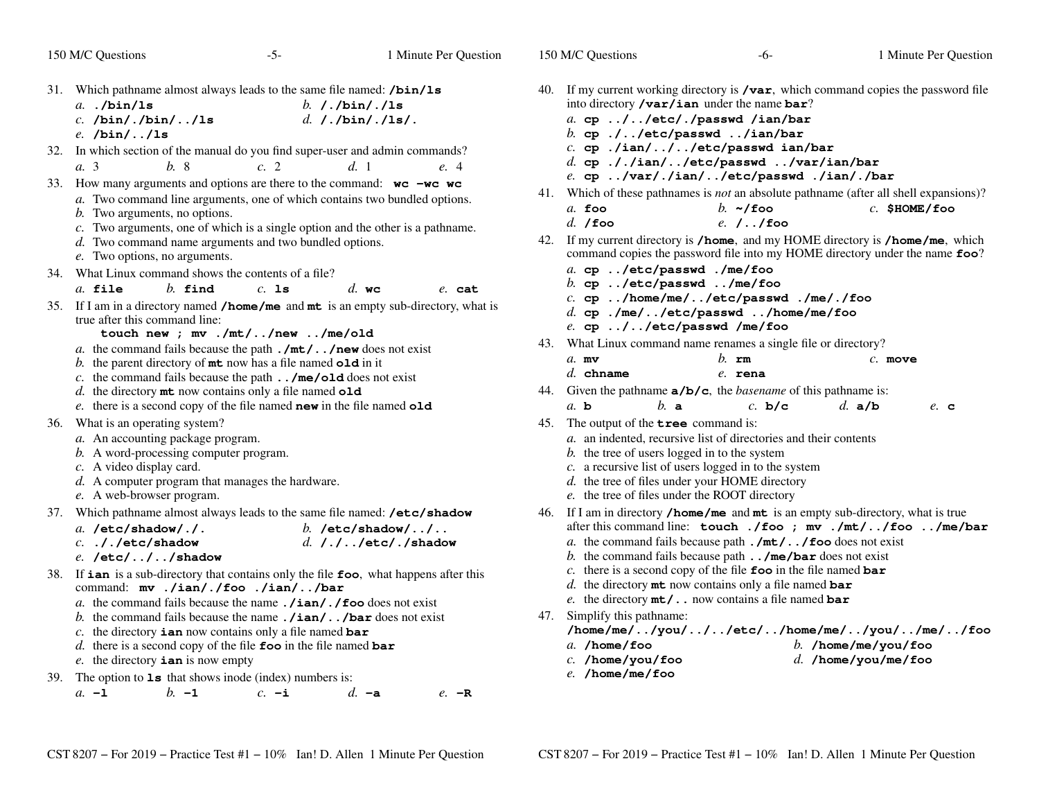31. Which pathname almost always leads to the same file named: **/bin/ls**
    *a.* **./bin/ls**
    *b.* **/./bin/./ls**
    *c.* **/bin/./bin/../ls**
    *d.* **/./bin/./ls/.**
    *e.* **/bin/../ls**

32. In which section of the manual do you find super-user and admin commands?
    *a.* 3
    *b.* 8
    *c.* 2
    *d.* 1
    *e.* 4

33. How many arguments and options are there to the command: **wc -wc wc**
    *a.* Two command line arguments, one of which contains two bundled options.
    *b.* Two arguments, no options.
    *c.* Two arguments, one of which is a single option and the other is a pathname.
    *d.* Two command name arguments and two bundled options.
    *e.* Two options, no arguments.

34. What Linux command shows the contents of a file?
    *a.* **file**
    *b.* **find**
    *c.* **ls**
    *d.* **wc**
    *e.* **cat**

35. If I am in a directory named **/home/me** and **mt** is an empty sub-directory, what is true after this command line:
    **touch new ; mv ./mt/../new ../me/old**
    *a.* the command fails because the path **./mt/../new** does not exist
    *b.* the parent directory of **mt** now has a file named **old** in it
    *c.* the command fails because the path **../me/old** does not exist
    *d.* the directory **mt** now contains only a file named **old**
    *e.* there is a second copy of the file named **new** in the file named **old**

36. What is an operating system?
    *a.* An accounting package program.
    *b.* A word-processing computer program.
    *c.* A video display card.
    *d.* A computer program that manages the hardware.
    *e.* A web-browser program.

37. Which pathname almost always leads to the same file named: **/etc/shadow**
    *a.* **/etc/shadow/./.**
    *b.* **/etc/shadow/../..**
    *c.* **././etc/shadow**
    *d.* **/./../etc/./shadow**
    *e.* **/etc/../../shadow**

38. If **ian** is a sub-directory that contains only the file **foo**, what happens after this command: **mv ./ian/./foo ./ian/../bar**
    *a.* the command fails because the name **./ian/./foo** does not exist
    *b.* the command fails because the name **./ian/../bar** does not exist
    *c.* the directory **ian** now contains only a file named **bar**
    *d.* there is a second copy of the file **foo** in the file named **bar**
    *e.* the directory **ian** is now empty

39. The option to **ls** that shows inode (index) numbers is:
    *a.* **-l**
    *b.* **-1**
    *c.* **-i**
    *d.* **-a**
    *e.* **-R**

40. If my current working directory is **/var**, which command copies the password file into directory **/var/ian** under the name **bar**?
    *a.* **cp ../../etc/./passwd /ian/bar**
    *b.* **cp ./../etc/passwd ../ian/bar**
    *c.* **cp ./ian/../../etc/passwd ian/bar**
    *d.* **cp ././ian/../etc/passwd ../var/ian/bar**
    *e.* **cp ../var/./ian/../etc/passwd ./ian/./bar**

41. Which of these pathnames is *not* an absolute pathname (after all shell expansions)?
    *a.* **foo**
    *b.* **~/foo**
    *c.* **$HOME/foo**
    *d.* **/foo**
    *e.* **/../foo**

42. If my current directory is **/home**, and my HOME directory is **/home/me**, which command copies the password file into my HOME directory under the name **foo**?
    *a.* **cp ../etc/passwd ./me/foo**
    *b.* **cp ../etc/passwd ../me/foo**
    *c.* **cp ../home/me/../etc/passwd ./me/./foo**
    *d.* **cp ./me/../etc/passwd ../home/me/foo**
    *e.* **cp ../../etc/passwd /me/foo**

43. What Linux command name renames a single file or directory?
    *a.* **mv**
    *b.* **rm**
    *c.* **move**
    *d.* **chname**
    *e.* **rena**

44. Given the pathname **a/b/c**, the *basename* of this pathname is:
    *a.* **b**
    *b.* **a**
    *c.* **b/c**
    *d.* **a/b**
    *e.* **c**

45. The output of the **tree** command is:
    *a.* an indented, recursive list of directories and their contents
    *b.* the tree of users logged in to the system
    *c.* a recursive list of users logged in to the system
    *d.* the tree of files under your HOME directory
    *e.* the tree of files under the ROOT directory

46. If I am in directory **/home/me** and **mt** is an empty sub-directory, what is true after this command line: **touch ./foo ; mv ./mt/../foo ../me/bar**
    *a.* the command fails because path **./mt/../foo** does not exist
    *b.* the command fails because path **../me/bar** does not exist
    *c.* there is a second copy of the file **foo** in the file named **bar**
    *d.* the directory **mt** now contains only a file named **bar**
    *e.* the directory **mt/..** now contains a file named **bar**

47. Simplify this pathname:
    **/home/me/../you/../../etc/../home/me/../you/../me/../foo**
    *a.* **/home/foo**
    *b.* **/home/me/you/foo**
    *c.* **/home/you/foo**
    *d.* **/home/you/me/foo**
    *e.* **/home/me/foo**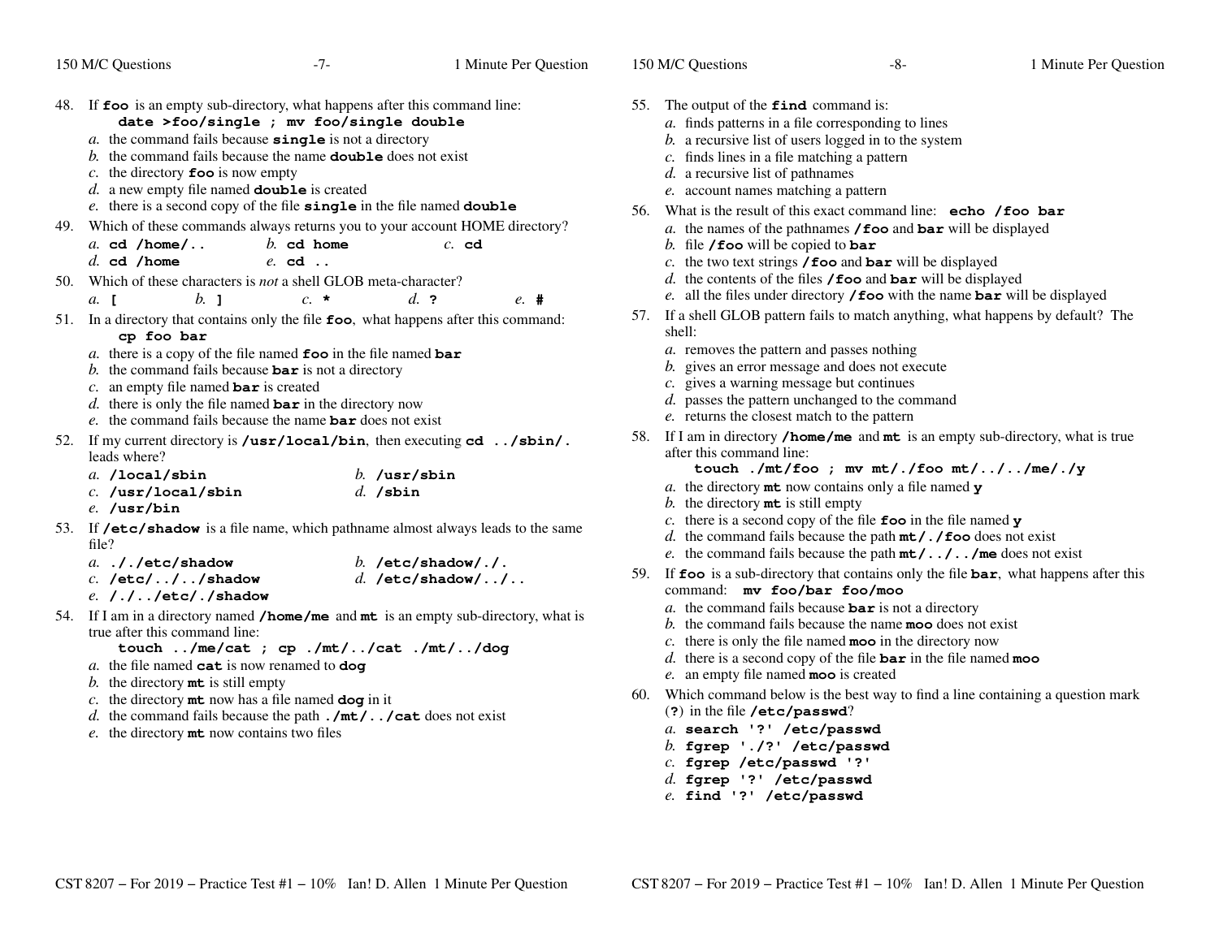48. If **foo** is an empty sub-directory, what happens after this command line:
    **date >foo/single ; mv foo/single double**
    *a.* the command fails because **single** is not a directory
    *b.* the command fails because the name **double** does not exist
    *c.* the directory **foo** is now empty
    *d.* a new empty file named **double** is created
    *e.* there is a second copy of the file **single** in the file named **double**

49. Which of these commands always returns you to your account HOME directory?
    *a.* **cd /home/..**
    *b.* **cd home**
    *c.* **cd**
    *d.* **cd /home**
    *e.* **cd ..**

50. Which of these characters is *not* a shell GLOB meta-character?
    *a.* **[**
    *b.* **]**
    *c.* **\***
    *d.* **?**
    *e.* **#**

51. In a directory that contains only the file **foo**, what happens after this command:
    **cp foo bar**
    *a.* there is a copy of the file named **foo** in the file named **bar**
    *b.* the command fails because **bar** is not a directory
    *c.* an empty file named **bar** is created
    *d.* there is only the file named **bar** in the directory now
    *e.* the command fails because the name **bar** does not exist

52. If my current directory is **/usr/local/bin**, then executing **cd ../sbin/.** leads where?
    *a.* **/local/sbin**
    *b.* **/usr/sbin**
    *c.* **/usr/local/sbin**
    *d.* **/sbin**
    *e.* **/usr/bin**

53. If **/etc/shadow** is a file name, which pathname almost always leads to the same file?
    *a.* **./etc/shadow**
    *b.* **/etc/shadow/./.**
    *c.* **/etc/../../shadow**
    *d.* **/etc/shadow/../..**
    *e.* **/./../etc/./shadow**

54. If I am in a directory named **/home/me** and **mt** is an empty sub-directory, what is true after this command line:
    **touch ../me/cat ; cp ./mt/../cat ./mt/../dog**
    *a.* the file named **cat** is now renamed to **dog**
    *b.* the directory **mt** is still empty
    *c.* the directory **mt** now has a file named **dog** in it
    *d.* the command fails because the path **./mt/../cat** does not exist
    *e.* the directory **mt** now contains two files

55. The output of the **find** command is:
    *a.* finds patterns in a file corresponding to lines
    *b.* a recursive list of users logged in to the system
    *c.* finds lines in a file matching a pattern
    *d.* a recursive list of pathnames
    *e.* account names matching a pattern

56. What is the result of this exact command line: **echo /foo bar**
    *a.* the names of the pathnames **/foo** and **bar** will be displayed
    *b.* file **/foo** will be copied to **bar**
    *c.* the two text strings **/foo** and **bar** will be displayed
    *d.* the contents of the files **/foo** and **bar** will be displayed
    *e.* all the files under directory **/foo** with the name **bar** will be displayed

57. If a shell GLOB pattern fails to match anything, what happens by default? The shell:
    *a.* removes the pattern and passes nothing
    *b.* gives an error message and does not execute
    *c.* gives a warning message but continues
    *d.* passes the pattern unchanged to the command
    *e.* returns the closest match to the pattern

58. If I am in directory **/home/me** and **mt** is an empty sub-directory, what is true after this command line:
    **touch ./mt/foo ; mv mt/./foo mt/../../me/./y**
    *a.* the directory **mt** now contains only a file named **y**
    *b.* the directory **mt** is still empty
    *c.* there is a second copy of the file **foo** in the file named **y**
    *d.* the command fails because the path **mt/./foo** does not exist
    *e.* the command fails because the path **mt/../../me** does not exist

59. If **foo** is a sub-directory that contains only the file **bar**, what happens after this command: **mv foo/bar foo/moo**
    *a.* the command fails because **bar** is not a directory
    *b.* the command fails because the name **moo** does not exist
    *c.* there is only the file named **moo** in the directory now
    *d.* there is a second copy of the file **bar** in the file named **moo**
    *e.* an empty file named **moo** is created

60. Which command below is the best way to find a line containing a question mark (**?**) in the file **/etc/passwd**?
    *a.* **search '?' /etc/passwd**
    *b.* **fgrep './?' /etc/passwd**
    *c.* **fgrep /etc/passwd '?'**
    *d.* **fgrep '?' /etc/passwd**
    *e.* **find '?' /etc/passwd**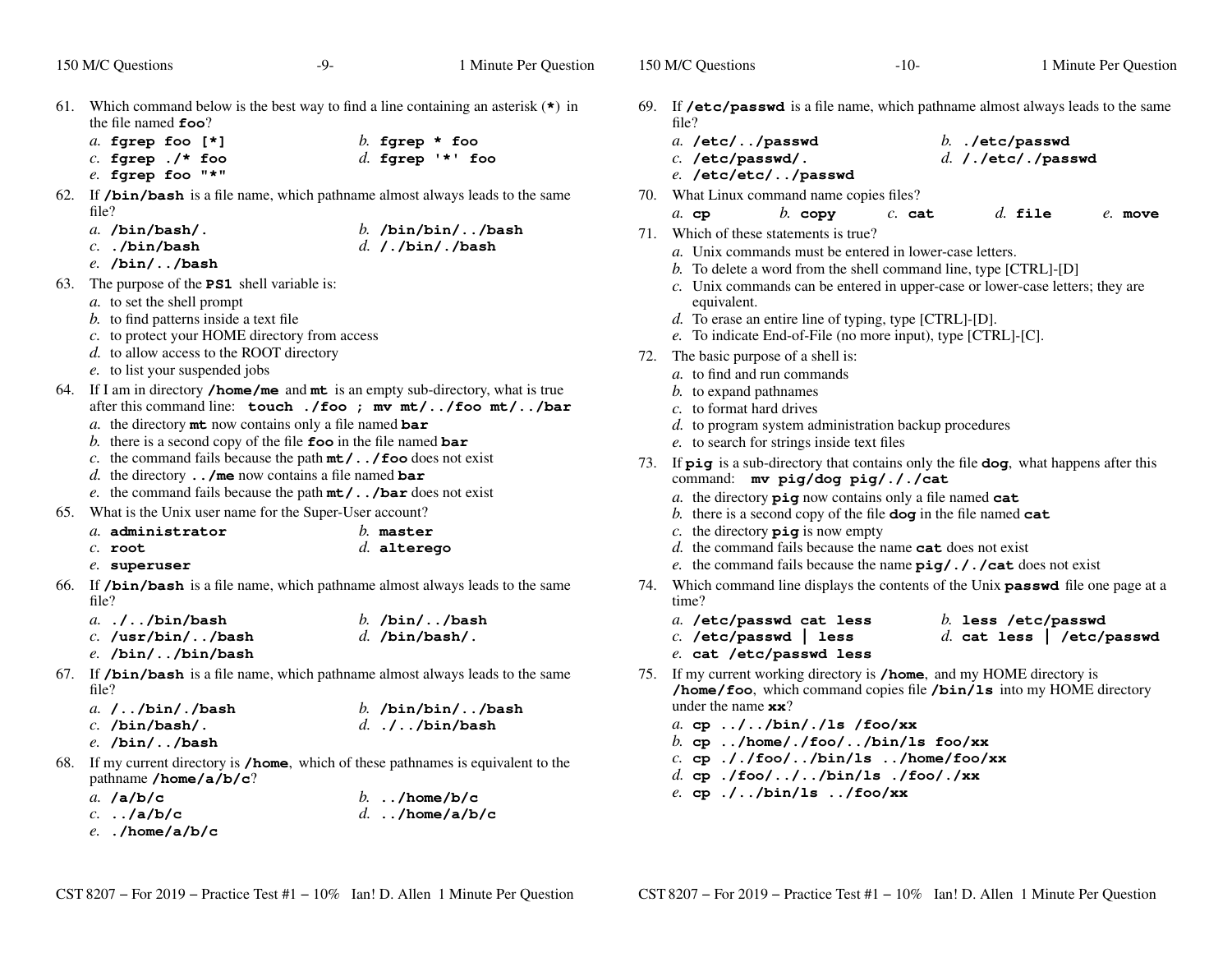61. Which command below is the best way to find a line containing an asterisk (`*`) in the file named **foo**?
    *a.* **fgrep foo [*]**
    *b.* **fgrep * foo**
    *c.* **fgrep ./* foo**
    *d.* **fgrep '*' foo**
    *e.* **fgrep foo "*"**

62. If **/bin/bash** is a file name, which pathname almost always leads to the same file?
    *a.* **/bin/bash/.**
    *b.* **/bin/bin/../bash**
    *c.* **./bin/bash**
    *d.* **/./bin/./bash**
    *e.* **/bin/../bash**

63. The purpose of the **PS1** shell variable is:
    *a.* to set the shell prompt
    *b.* to find patterns inside a text file
    *c.* to protect your HOME directory from access
    *d.* to allow access to the ROOT directory
    *e.* to list your suspended jobs

64. If I am in directory **/home/me** and **mt** is an empty sub-directory, what is true after this command line: **touch ./foo ; mv mt/../foo mt/../bar**
    *a.* the directory **mt** now contains only a file named **bar**
    *b.* there is a second copy of the file **foo** in the file named **bar**
    *c.* the command fails because the path **mt/../foo** does not exist
    *d.* the directory **../me** now contains a file named **bar**
    *e.* the command fails because the path **mt/../bar** does not exist

65. What is the Unix user name for the Super-User account?
    *a.* **administrator**
    *b.* **master**
    *c.* **root**
    *d.* **alterego**
    *e.* **superuser**

66. If **/bin/bash** is a file name, which pathname almost always leads to the same file?
    *a.* **./../bin/bash**
    *b.* **/bin/../bash**
    *c.* **/usr/bin/../bash**
    *d.* **/bin/bash/.**
    *e.* **/bin/../bin/bash**

67. If **/bin/bash** is a file name, which pathname almost always leads to the same file?
    *a.* **/../bin/./bash**
    *b.* **/bin/bin/../bash**
    *c.* **/bin/bash/.**
    *d.* **./../bin/bash**
    *e.* **/bin/../bash**

68. If my current directory is **/home**, which of these pathnames is equivalent to the pathname **/home/a/b/c**?
    *a.* **/a/b/c**
    *b.* **../home/b/c**
    *c.* **../a/b/c**
    *d.* **../home/a/b/c**
    *e.* **./home/a/b/c**

69. If **/etc/passwd** is a file name, which pathname almost always leads to the same file?
    *a.* **/etc/../passwd**
    *b.* **./etc/passwd**
    *c.* **/etc/passwd/.**
    *d.* **/./etc/./passwd**
    *e.* **/etc/etc/../passwd**

70. What Linux command name copies files?
    *a.* **cp**
    *b.* **copy**
    *c.* **cat**
    *d.* **file**
    *e.* **move**

71. Which of these statements is true?
    *a.* Unix commands must be entered in lower-case letters.
    *b.* To delete a word from the shell command line, type [CTRL]-[D]
    *c.* Unix commands can be entered in upper-case or lower-case letters; they are equivalent.
    *d.* To erase an entire line of typing, type [CTRL]-[D].
    *e.* To indicate End-of-File (no more input), type [CTRL]-[C].

72. The basic purpose of a shell is:
    *a.* to find and run commands
    *b.* to expand pathnames
    *c.* to format hard drives
    *d.* to program system administration backup procedures
    *e.* to search for strings inside text files

73. If **pig** is a sub-directory that contains only the file **dog**, what happens after this command: **mv pig/dog pig/././cat**
    *a.* the directory **pig** now contains only a file named **cat**
    *b.* there is a second copy of the file **dog** in the file named **cat**
    *c.* the directory **pig** is now empty
    *d.* the command fails because the name **cat** does not exist
    *e.* the command fails because the name **pig/././cat** does not exist

74. Which command line displays the contents of the Unix **passwd** file one page at a time?
    *a.* **/etc/passwd cat less**
    *b.* **less /etc/passwd**
    *c.* **/etc/passwd | less**
    *d.* **cat less | /etc/passwd**
    *e.* **cat /etc/passwd less**

75. If my current working directory is **/home**, and my HOME directory is **/home/foo**, which command copies file **/bin/ls** into my HOME directory under the name **xx**?
    *a.* **cp ../../bin/./ls /foo/xx**
    *b.* **cp ../home/./foo/../bin/ls foo/xx**
    *c.* **cp ././foo/../bin/ls ../home/foo/xx**
    *d.* **cp ./foo/../../bin/ls ./foo/./xx**
    *e.* **cp ./../bin/ls ../foo/xx**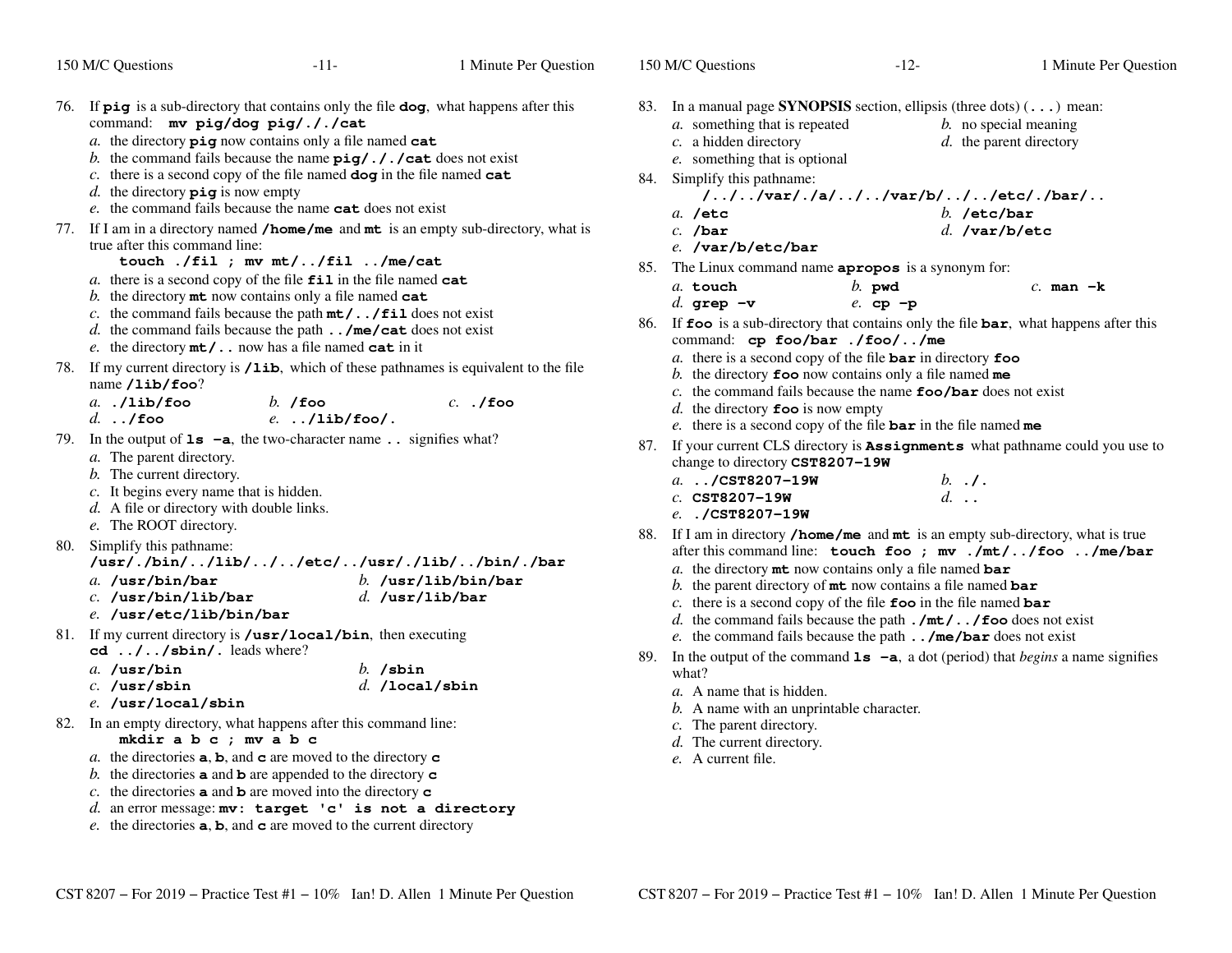76. If **pig** is a sub-directory that contains only the file **dog**, what happens after this command: **mv pig/dog pig/././cat**
    *a.* the directory **pig** now contains only a file named **cat**
    *b.* the command fails because the name **pig/././cat** does not exist
    *c.* there is a second copy of the file named **dog** in the file named **cat**
    *d.* the directory **pig** is now empty
    *e.* the command fails because the name **cat** does not exist

77. If I am in a directory named **/home/me** and **mt** is an empty sub-directory, what is true after this command line:
    **touch ./fil ; mv mt/../fil ../me/cat**
    *a.* there is a second copy of the file **fil** in the file named **cat**
    *b.* the directory **mt** now contains only a file named **cat**
    *c.* the command fails because the path **mt/../fil** does not exist
    *d.* the command fails because the path **../me/cat** does not exist
    *e.* the directory **mt/..** now has a file named **cat** in it

78. If my current directory is **/lib**, which of these pathnames is equivalent to the file name **/lib/foo**?
    *a.* **./lib/foo**
    *b.* **/foo**
    *c.* **./foo**
    *d.* **../foo**
    *e.* **../lib/foo/.**

79. In the output of **ls -a**, the two-character name **..** signifies what?
    *a.* The parent directory.
    *b.* The current directory.
    *c.* It begins every name that is hidden.
    *d.* A file or directory with double links.
    *e.* The ROOT directory.

80. Simplify this pathname:
    **/usr/./bin/../lib/../../etc/../usr/./lib/../bin/./bar**
    *a.* **/usr/bin/bar**
    *b.* **/usr/lib/bin/bar**
    *c.* **/usr/bin/lib/bar**
    *d.* **/usr/lib/bar**
    *e.* **/usr/etc/lib/bin/bar**

81. If my current directory is **/usr/local/bin**, then executing **cd ../../sbin/.** leads where?
    *a.* **/usr/bin**
    *b.* **/sbin**
    *c.* **/usr/sbin**
    *d.* **/local/sbin**
    *e.* **/usr/local/sbin**

82. In an empty directory, what happens after this command line:
    **mkdir a b c ; mv a b c**
    *a.* the directories **a**, **b**, and **c** are moved to the directory **c**
    *b.* the directories **a** and **b** are appended to the directory **c**
    *c.* the directories **a** and **b** are moved into the directory **c**
    *d.* an error message: **mv: target 'c' is not a directory**
    *e.* the directories **a**, **b**, and **c** are moved to the current directory

83. In a manual page **SYNOPSIS** section, ellipsis (three dots) (**...**) mean:
    *a.* something that is repeated
    *b.* no special meaning
    *c.* a hidden directory
    *d.* the parent directory
    *e.* something that is optional

84. Simplify this pathname:
    **/../../var/./a/../../var/b/../../etc/./bar/..**
    *a.* **/etc**
    *b.* **/etc/bar**
    *c.* **/bar**
    *d.* **/var/b/etc**
    *e.* **/var/b/etc/bar**

85. The Linux command name **apropos** is a synonym for:
    *a.* **touch**
    *b.* **pwd**
    *c.* **man -k**
    *d.* **grep -v**
    *e.* **cp -p**

86. If **foo** is a sub-directory that contains only the file **bar**, what happens after this command: **cp foo/bar ./foo/../me**
    *a.* there is a second copy of the file **bar** in directory **foo**
    *b.* the directory **foo** now contains only a file named **me**
    *c.* the command fails because the name **foo/bar** does not exist
    *d.* the directory **foo** is now empty
    *e.* there is a second copy of the file **bar** in the file named **me**

87. If your current CLS directory is **Assignments** what pathname could you use to change to directory **CST8207-19W**
    *a.* **../CST8207-19W**
    *b.* **./.**
    *c.* **CST8207-19W**
    *d.* **..**
    *e.* **./CST8207-19W**

88. If I am in directory **/home/me** and **mt** is an empty sub-directory, what is true after this command line: **touch foo ; mv ./mt/../foo ../me/bar**
    *a.* the directory **mt** now contains only a file named **bar**
    *b.* the parent directory of **mt** now contains a file named **bar**
    *c.* there is a second copy of the file **foo** in the file named **bar**
    *d.* the command fails because the path **./mt/../foo** does not exist
    *e.* the command fails because the path **../me/bar** does not exist

89. In the output of the command **ls -a**, a dot (period) that *begins* a name signifies what?
    *a.* A name that is hidden.
    *b.* A name with an unprintable character.
    *c.* The parent directory.
    *d.* The current directory.
    *e.* A current file.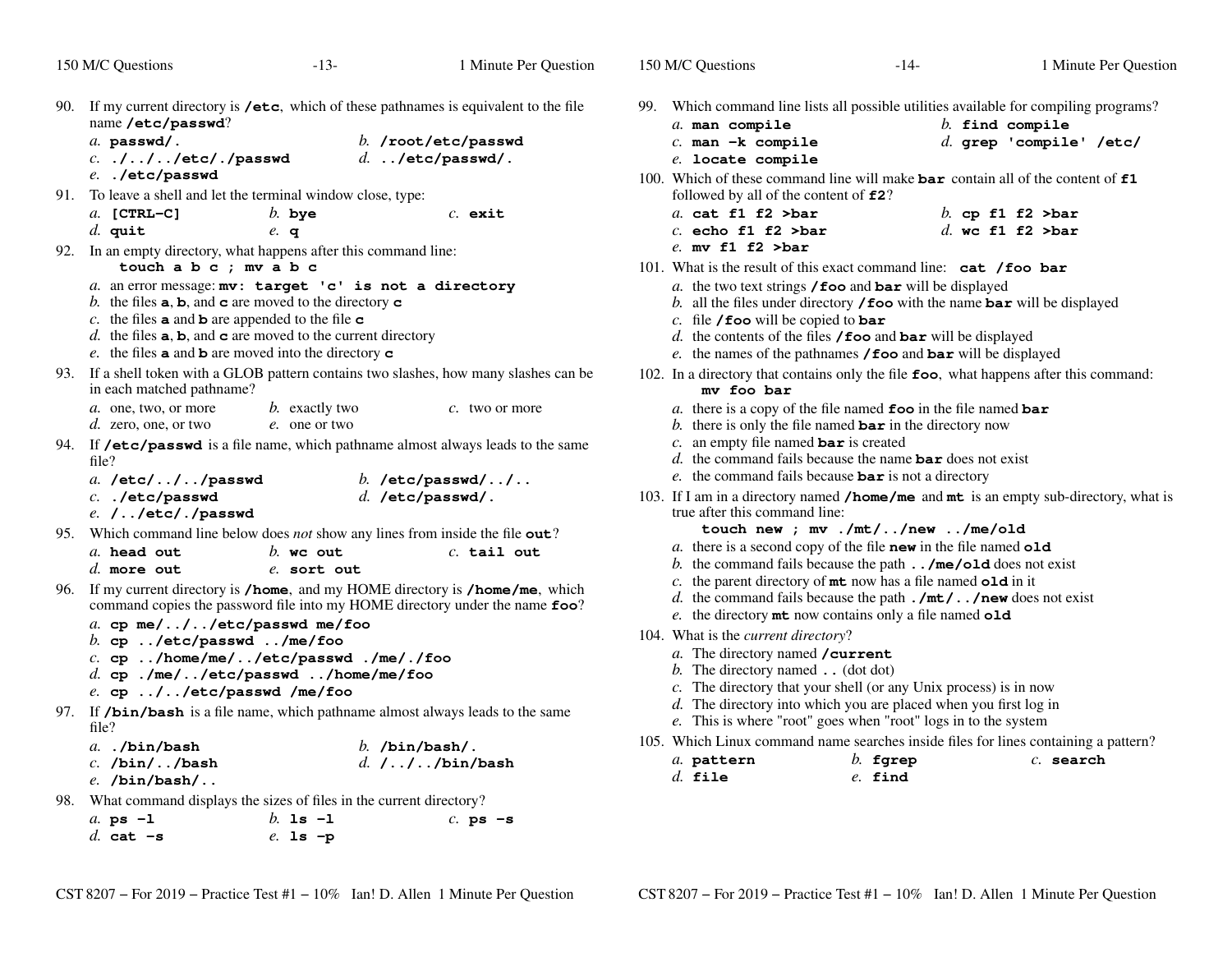90. If my current directory is **/etc**, which of these pathnames is equivalent to the file name **/etc/passwd**?
    *a.* **passwd/.**
    *b.* **/root/etc/passwd**
    *c.* **./../../etc/./passwd**
    *d.* **../etc/passwd/.**
    *e.* **./etc/passwd**

91. To leave a shell and let the terminal window close, type:
    *a.* **[CTRL-C]**
    *b.* **bye**
    *c.* **exit**
    *d.* **quit**
    *e.* **q**

92. In an empty directory, what happens after this command line:
    **touch a b c ; mv a b c**
    *a.* an error message: **mv: target 'c' is not a directory**
    *b.* the files **a**, **b**, and **c** are moved to the directory **c**
    *c.* the files **a** and **b** are appended to the file **c**
    *d.* the files **a**, **b**, and **c** are moved to the current directory
    *e.* the files **a** and **b** are moved into the directory **c**

93. If a shell token with a GLOB pattern contains two slashes, how many slashes can be in each matched pathname?
    *a.* one, two, or more
    *b.* exactly two
    *c.* two or more
    *d.* zero, one, or two
    *e.* one or two

94. If **/etc/passwd** is a file name, which pathname almost always leads to the same file?
    *a.* **/etc/../../passwd**
    *b.* **/etc/passwd/../..**
    *c.* **./etc/passwd**
    *d.* **/etc/passwd/.**
    *e.* **/../etc/./passwd**

95. Which command line below does *not* show any lines from inside the file **out**?
    *a.* **head out**
    *b.* **wc out**
    *c.* **tail out**
    *d.* **more out**
    *e.* **sort out**

96. If my current directory is **/home**, and my HOME directory is **/home/me**, which command copies the password file into my HOME directory under the name **foo**?
    *a.* **cp me/../../etc/passwd me/foo**
    *b.* **cp ../etc/passwd ../me/foo**
    *c.* **cp ../home/me/../etc/passwd ./me/./foo**
    *d.* **cp ./me/../etc/passwd ../home/me/foo**
    *e.* **cp ../../etc/passwd /me/foo**

97. If **/bin/bash** is a file name, which pathname almost always leads to the same file?
    *a.* **./bin/bash**
    *b.* **/bin/bash/.**
    *c.* **/bin/../bash**
    *d.* **/../../bin/bash**
    *e.* **/bin/bash/..**

98. What command displays the sizes of files in the current directory?
    *a.* **ps -l**
    *b.* **ls -l**
    *c.* **ps -s**
    *d.* **cat -s**
    *e.* **ls -p**

99. Which command line lists all possible utilities available for compiling programs?
    *a.* **man compile**
    *b.* **find compile**
    *c.* **man -k compile**
    *d.* **grep 'compile' /etc/**
    *e.* **locate compile**

100. Which of these command line will make **bar** contain all of the content of **f1** followed by all of the content of **f2**?
    *a.* **cat f1 f2 >bar**
    *b.* **cp f1 f2 >bar**
    *c.* **echo f1 f2 >bar**
    *d.* **wc f1 f2 >bar**
    *e.* **mv f1 f2 >bar**

101. What is the result of this exact command line: **cat /foo bar**
    *a.* the two text strings **/foo** and **bar** will be displayed
    *b.* all the files under directory **/foo** with the name **bar** will be displayed
    *c.* file **/foo** will be copied to **bar**
    *d.* the contents of the files **/foo** and **bar** will be displayed
    *e.* the names of the pathnames **/foo** and **bar** will be displayed

102. In a directory that contains only the file **foo**, what happens after this command:
    **mv foo bar**
    *a.* there is a copy of the file named **foo** in the file named **bar**
    *b.* there is only the file named **bar** in the directory now
    *c.* an empty file named **bar** is created
    *d.* the command fails because the name **bar** does not exist
    *e.* the command fails because **bar** is not a directory

103. If I am in a directory named **/home/me** and **mt** is an empty sub-directory, what is true after this command line:
    **touch new ; mv ./mt/../new ../me/old**
    *a.* there is a second copy of the file **new** in the file named **old**
    *b.* the command fails because the path **../me/old** does not exist
    *c.* the parent directory of **mt** now has a file named **old** in it
    *d.* the command fails because the path **./mt/../new** does not exist
    *e.* the directory **mt** now contains only a file named **old**

104. What is the *current directory*?
    *a.* The directory named **/current**
    *b.* The directory named **..** (dot dot)
    *c.* The directory that your shell (or any Unix process) is in now
    *d.* The directory into which you are placed when you first log in
    *e.* This is where "root" goes when "root" logs in to the system

105. Which Linux command name searches inside files for lines containing a pattern?
    *a.* **pattern**
    *b.* **fgrep**
    *c.* **search**
    *d.* **file**
    *e.* **find**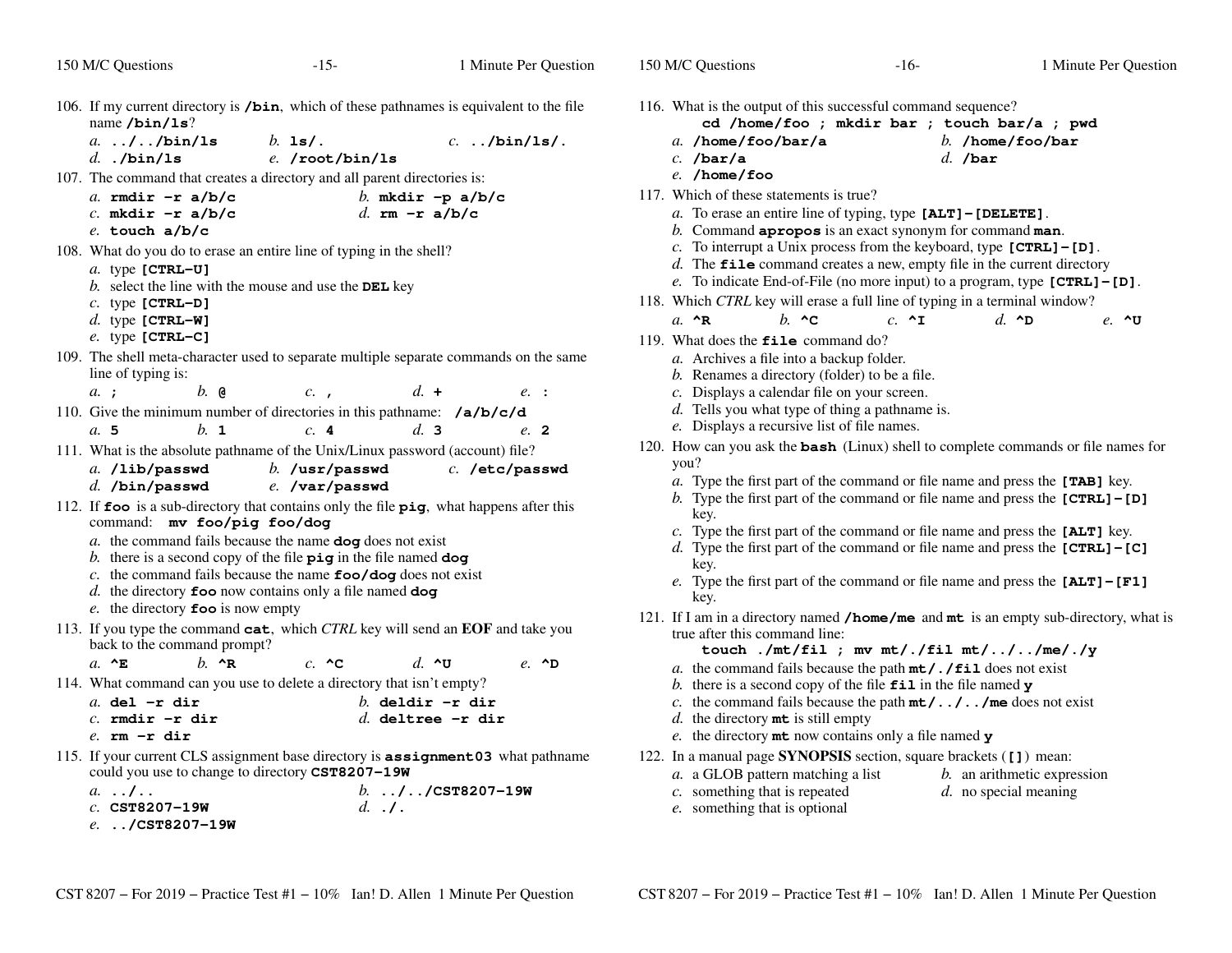106. If my current directory is **/bin**, which of these pathnames is equivalent to the file name **/bin/ls**?
   *a.* **../../bin/ls**  *b.* **ls/.**  *c.* **../bin/ls/.**
   *d.* **./bin/ls**  *e.* **/root/bin/ls**

107. The command that creates a directory and all parent directories is:
   *a.* **rmdir -r a/b/c**  *b.* **mkdir -p a/b/c**
   *c.* **mkdir -r a/b/c**  *d.* **rm -r a/b/c**
   *e.* **touch a/b/c**

108. What do you do to erase an entire line of typing in the shell?
   *a.* type **[CTRL-U]**
   *b.* select the line with the mouse and use the **DEL** key
   *c.* type **[CTRL-D]**
   *d.* type **[CTRL-W]**
   *e.* type **[CTRL-C]**

109. The shell meta-character used to separate multiple separate commands on the same line of typing is:
   *a.* **;**  *b.* **@**  *c.* **,**  *d.* **+**  *e.* **:**

110. Give the minimum number of directories in this pathname: **/a/b/c/d**
   *a.* **5**  *b.* **1**  *c.* **4**  *d.* **3**  *e.* **2**

111. What is the absolute pathname of the Unix/Linux password (account) file?
   *a.* **/lib/passwd**  *b.* **/usr/passwd**  *c.* **/etc/passwd**
   *d.* **/bin/passwd**  *e.* **/var/passwd**

112. If **foo** is a sub-directory that contains only the file **pig**, what happens after this command: **mv foo/pig foo/dog**
   *a.* the command fails because the name **dog** does not exist
   *b.* there is a second copy of the file **pig** in the file named **dog**
   *c.* the command fails because the name **foo/dog** does not exist
   *d.* the directory **foo** now contains only a file named **dog**
   *e.* the directory **foo** is now empty

113. If you type the command **cat**, which *CTRL* key will send an **EOF** and take you back to the command prompt?
   *a.* **^E**  *b.* **^R**  *c.* **^C**  *d.* **^U**  *e.* **^D**

114. What command can you use to delete a directory that isn't empty?
   *a.* **del -r dir**  *b.* **deldir -r dir**
   *c.* **rmdir -r dir**  *d.* **deltree -r dir**
   *e.* **rm -r dir**

115. If your current CLS assignment base directory is **assignment03** what pathname could you use to change to directory **CST8207-19W**
   *a.* **../..**  *b.* **../../CST8207-19W**
   *c.* **CST8207-19W**  *d.* **./.**
   *e.* **../CST8207-19W**

116. What is the output of this successful command sequence?
   **cd /home/foo ; mkdir bar ; touch bar/a ; pwd**
   *a.* **/home/foo/bar/a**  *b.* **/home/foo/bar**
   *c.* **/bar/a**  *d.* **/bar**
   *e.* **/home/foo**

117. Which of these statements is true?
   *a.* To erase an entire line of typing, type **[ALT]-[DELETE]**.
   *b.* Command **apropos** is an exact synonym for command **man**.
   *c.* To interrupt a Unix process from the keyboard, type **[CTRL]-[D]**.
   *d.* The **file** command creates a new, empty file in the current directory
   *e.* To indicate End-of-File (no more input) to a program, type **[CTRL]-[D]**.

118. Which *CTRL* key will erase a full line of typing in a terminal window?
   *a.* **^R**  *b.* **^C**  *c.* **^I**  *d.* **^D**  *e.* **^U**

119. What does the **file** command do?
   *a.* Archives a file into a backup folder.
   *b.* Renames a directory (folder) to be a file.
   *c.* Displays a calendar file on your screen.
   *d.* Tells you what type of thing a pathname is.
   *e.* Displays a recursive list of file names.

120. How can you ask the **bash** (Linux) shell to complete commands or file names for you?
   *a.* Type the first part of the command or file name and press the **[TAB]** key.
   *b.* Type the first part of the command or file name and press the **[CTRL]-[D]** key.
   *c.* Type the first part of the command or file name and press the **[ALT]** key.
   *d.* Type the first part of the command or file name and press the **[CTRL]-[C]** key.
   *e.* Type the first part of the command or file name and press the **[ALT]-[F1]** key.

121. If I am in a directory named **/home/me** and **mt** is an empty sub-directory, what is true after this command line:
   **touch ./mt/fil ; mv mt/./fil mt/../../me/./y**
   *a.* the command fails because the path **mt/./fil** does not exist
   *b.* there is a second copy of the file **fil** in the file named **y**
   *c.* the command fails because the path **mt/../../me** does not exist
   *d.* the directory **mt** is still empty
   *e.* the directory **mt** now contains only a file named **y**

122. In a manual page **SYNOPSIS** section, square brackets (**[]**) mean:
   *a.* a GLOB pattern matching a list  *b.* an arithmetic expression
   *c.* something that is repeated  *d.* no special meaning
   *e.* something that is optional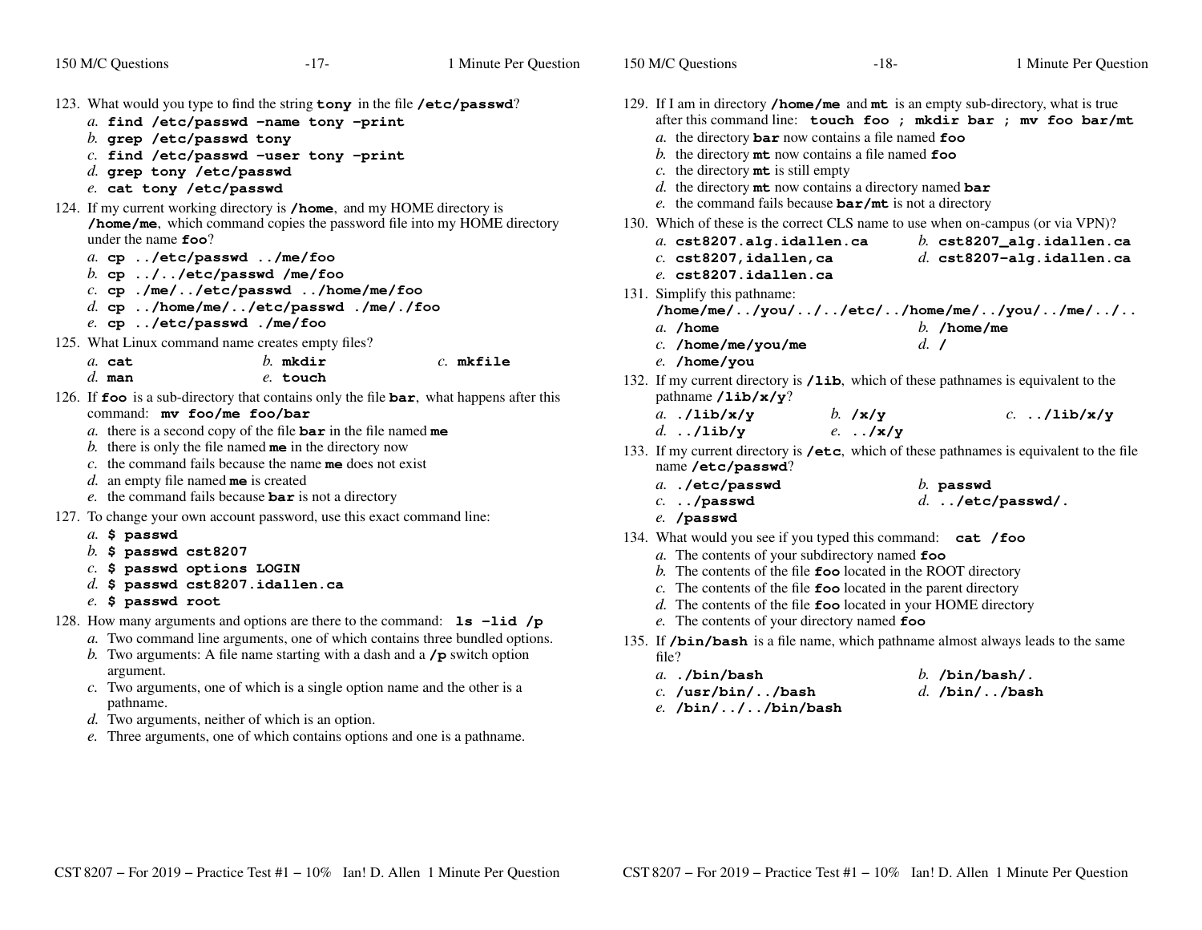123. What would you type to find the string **tony** in the file **/etc/passwd**?
   *a.* **find /etc/passwd -name tony -print**
   *b.* **grep /etc/passwd tony**
   *c.* **find /etc/passwd -user tony -print**
   *d.* **grep tony /etc/passwd**
   *e.* **cat tony /etc/passwd**

124. If my current working directory is **/home**, and my HOME directory is **/home/me**, which command copies the password file into my HOME directory under the name **foo**?
   *a.* **cp ../etc/passwd ../me/foo**
   *b.* **cp ../../etc/passwd /me/foo**
   *c.* **cp ./me/../etc/passwd ../home/me/foo**
   *d.* **cp ../home/me/../etc/passwd ./me/./foo**
   *e.* **cp ../etc/passwd ./me/foo**

125. What Linux command name creates empty files?
   *a.* **cat**
   *b.* **mkdir**
   *c.* **mkfile**
   *d.* **man**
   *e.* **touch**

126. If **foo** is a sub-directory that contains only the file **bar**, what happens after this command: **mv foo/me foo/bar**
   *a.* there is a second copy of the file **bar** in the file named **me**
   *b.* there is only the file named **me** in the directory now
   *c.* the command fails because the name **me** does not exist
   *d.* an empty file named **me** is created
   *e.* the command fails because **bar** is not a directory

127. To change your own account password, use this exact command line:
   *a.* **$ passwd**
   *b.* **$ passwd cst8207**
   *c.* **$ passwd options LOGIN**
   *d.* **$ passwd cst8207.idallen.ca**
   *e.* **$ passwd root**

128. How many arguments and options are there to the command: **ls -lid /p**
   *a.* Two command line arguments, one of which contains three bundled options.
   *b.* Two arguments: A file name starting with a dash and a **/p** switch option argument.
   *c.* Two arguments, one of which is a single option name and the other is a pathname.
   *d.* Two arguments, neither of which is an option.
   *e.* Three arguments, one of which contains options and one is a pathname.

129. If I am in directory **/home/me** and **mt** is an empty sub-directory, what is true after this command line: **touch foo ; mkdir bar ; mv foo bar/mt**
   *a.* the directory **bar** now contains a file named **foo**
   *b.* the directory **mt** now contains a file named **foo**
   *c.* the directory **mt** is still empty
   *d.* the directory **mt** now contains a directory named **bar**
   *e.* the command fails because **bar/mt** is not a directory

130. Which of these is the correct CLS name to use when on-campus (or via VPN)?
   *a.* **cst8207.alg.idallen.ca**
   *b.* **cst8207_alg.idallen.ca**
   *c.* **cst8207,idallen,ca**
   *d.* **cst8207-alg.idallen.ca**
   *e.* **cst8207.idallen.ca**

131. Simplify this pathname:
   **/home/me/../you/../../etc/../home/me/../you/../me/../..**
   *a.* **/home**
   *b.* **/home/me**
   *c.* **/home/me/you/me**
   *d.* **/**
   *e.* **/home/you**

132. If my current directory is **/lib**, which of these pathnames is equivalent to the pathname **/lib/x/y**?
   *a.* **./lib/x/y**
   *b.* **/x/y**
   *c.* **../lib/x/y**
   *d.* **../lib/y**
   *e.* **../x/y**

133. If my current directory is **/etc**, which of these pathnames is equivalent to the file name **/etc/passwd**?
   *a.* **./etc/passwd**
   *b.* **passwd**
   *c.* **../passwd**
   *d.* **../etc/passwd/.**
   *e.* **/passwd**

134. What would you see if you typed this command: **cat /foo**
   *a.* The contents of your subdirectory named **foo**
   *b.* The contents of the file **foo** located in the ROOT directory
   *c.* The contents of the file **foo** located in the parent directory
   *d.* The contents of the file **foo** located in your HOME directory
   *e.* The contents of your directory named **foo**

135. If **/bin/bash** is a file name, which pathname almost always leads to the same file?
   *a.* **./bin/bash**
   *b.* **/bin/bash/.**
   *c.* **/usr/bin/../bash**
   *d.* **/bin/../bash**
   *e.* **/bin/../../bin/bash**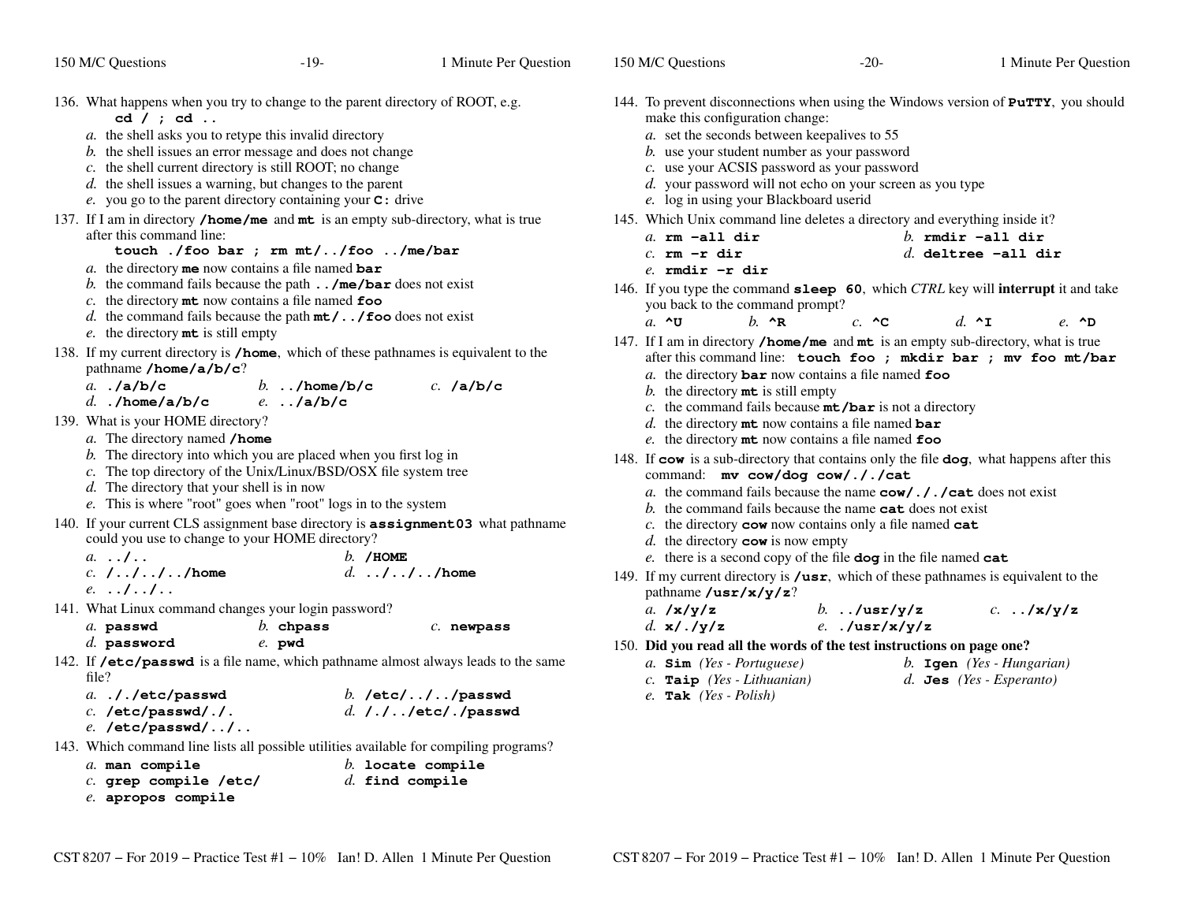136. What happens when you try to change to the parent directory of ROOT, e.g. **`cd / ; cd ..`**
   *a.* the shell asks you to retype this invalid directory
   *b.* the shell issues an error message and does not change
   *c.* the shell current directory is still ROOT; no change
   *d.* the shell issues a warning, but changes to the parent
   *e.* you go to the parent directory containing your **`C:`** drive

137. If I am in directory **`/home/me`** and **`mt`** is an empty sub-directory, what is true after this command line:
   **`touch ./foo bar ; rm mt/../foo ../me/bar`**
   *a.* the directory **`me`** now contains a file named **`bar`**
   *b.* the command fails because the path **`../me/bar`** does not exist
   *c.* the directory **`mt`** now contains a file named **`foo`**
   *d.* the command fails because the path **`mt/../foo`** does not exist
   *e.* the directory **`mt`** is still empty

138. If my current directory is **`/home`**, which of these pathnames is equivalent to the pathname **`/home/a/b/c`**?
   *a.* **`./a/b/c`**
   *b.* **`../home/b/c`**
   *c.* **`/a/b/c`**
   *d.* **`./home/a/b/c`**
   *e.* **`../a/b/c`**

139. What is your HOME directory?
   *a.* The directory named **`/home`**
   *b.* The directory into which you are placed when you first log in
   *c.* The top directory of the Unix/Linux/BSD/OSX file system tree
   *d.* The directory that your shell is in now
   *e.* This is where "root" goes when "root" logs in to the system

140. If your current CLS assignment base directory is **`assignment03`** what pathname could you use to change to your HOME directory?
   *a.* **`../..`**
   *b.* **`/HOME`**
   *c.* **`/../../../home`**
   *d.* **`../../../home`**
   *e.* **`../../..`**

141. What Linux command changes your login password?
   *a.* **`passwd`**
   *b.* **`chpass`**
   *c.* **`newpass`**
   *d.* **`password`**
   *e.* **`pwd`**

142. If **`/etc/passwd`** is a file name, which pathname almost always leads to the same file?
   *a.* **`././etc/passwd`**
   *b.* **`/etc/../../passwd`**
   *c.* **`/etc/passwd/./.`**
   *d.* **`/./../etc/./passwd`**
   *e.* **`/etc/passwd/../..`**

143. Which command line lists all possible utilities available for compiling programs?
   *a.* **`man compile`**
   *b.* **`locate compile`**
   *c.* **`grep compile /etc/`**
   *d.* **`find compile`**
   *e.* **`apropos compile`**

144. To prevent disconnections when using the Windows version of **`PuTTY`**, you should make this configuration change:
   *a.* set the seconds between keepalives to 55
   *b.* use your student number as your password
   *c.* use your ACSIS password as your password
   *d.* your password will not echo on your screen as you type
   *e.* log in using your Blackboard userid

145. Which Unix command line deletes a directory and everything inside it?
   *a.* **`rm -all dir`**
   *b.* **`rmdir -all dir`**
   *c.* **`rm -r dir`**
   *d.* **`deltree -all dir`**
   *e.* **`rmdir -r dir`**

146. If you type the command **`sleep 60`**, which *CTRL* key will **interrupt** it and take you back to the command prompt?
   *a.* **`^U`**
   *b.* **`^R`**
   *c.* **`^C`**
   *d.* **`^I`**
   *e.* **`^D`**

147. If I am in directory **`/home/me`** and **`mt`** is an empty sub-directory, what is true after this command line: **`touch foo ; mkdir bar ; mv foo mt/bar`**
   *a.* the directory **`bar`** now contains a file named **`foo`**
   *b.* the directory **`mt`** is still empty
   *c.* the command fails because **`mt/bar`** is not a directory
   *d.* the directory **`mt`** now contains a file named **`bar`**
   *e.* the directory **`mt`** now contains a file named **`foo`**

148. If **`cow`** is a sub-directory that contains only the file **`dog`**, what happens after this command: **`mv cow/dog cow/././cat`**
   *a.* the command fails because the name **`cow/././cat`** does not exist
   *b.* the command fails because the name **`cat`** does not exist
   *c.* the directory **`cow`** now contains only a file named **`cat`**
   *d.* the directory **`cow`** is now empty
   *e.* there is a second copy of the file **`dog`** in the file named **`cat`**

149. If my current directory is **`/usr`**, which of these pathnames is equivalent to the pathname **`/usr/x/y/z`**?
   *a.* **`/x/y/z`**
   *b.* **`../usr/y/z`**
   *c.* **`../x/y/z`**
   *d.* **`x/./y/z`**
   *e.* **`./usr/x/y/z`**

150. **Did you read all the words of the test instructions on page one?**
   *a.* **`Sim`** *(Yes - Portuguese)*
   *b.* **`Igen`** *(Yes - Hungarian)*
   *c.* **`Taip`** *(Yes - Lithuanian)*
   *d.* **`Jes`** *(Yes - Esperanto)*
   *e.* **`Tak`** *(Yes - Polish)*